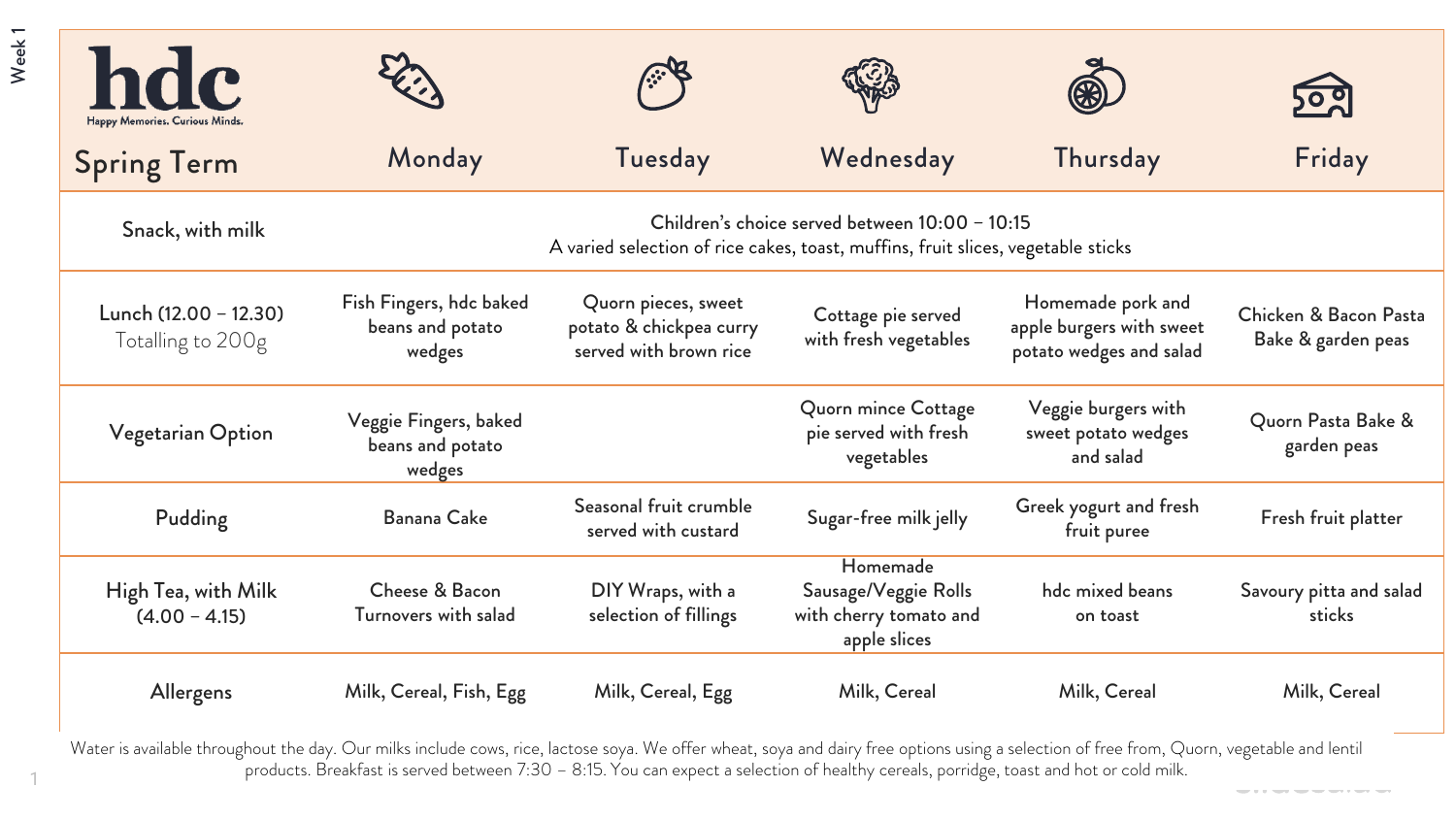Week 1

**hdc**
Happy Memories. Curious Minds.

| Spring Term | Monday | Tuesday | Wednesday | Thursday | Friday |
|---|---|---|---|---|---|
| Snack, with milk | Children's choice served between 10:00 – 10:15<br>A varied selection of rice cakes, toast, muffins, fruit slices, vegetable sticks | | | | |
| Lunch (12.00 – 12.30)<br>Totalling to 200g | Fish Fingers, hdc baked beans and potato wedges | Quorn pieces, sweet potato & chickpea curry served with brown rice | Cottage pie served with fresh vegetables | Homemade pork and apple burgers with sweet potato wedges and salad | Chicken & Bacon Pasta Bake & garden peas |
| Vegetarian Option | Veggie Fingers, baked beans and potato wedges | | Quorn mince Cottage pie served with fresh vegetables | Veggie burgers with sweet potato wedges and salad | Quorn Pasta Bake & garden peas |
| Pudding | Banana Cake | Seasonal fruit crumble served with custard | Sugar-free milk jelly | Greek yogurt and fresh fruit puree | Fresh fruit platter |
| High Tea, with Milk (4.00 – 4.15) | Cheese & Bacon Turnovers with salad | DIY Wraps, with a selection of fillings | Homemade Sausage/Veggie Rolls with cherry tomato and apple slices | hdc mixed beans on toast | Savoury pitta and salad sticks |
| Allergens | Milk, Cereal, Fish, Egg | Milk, Cereal, Egg | Milk, Cereal | Milk, Cereal | Milk, Cereal |

Water is available throughout the day. Our milks include cows, rice, lactose soya. We offer wheat, soya and dairy free options using a selection of free from, Quorn, vegetable and lentil products. Breakfast is served between 7:30 – 8:15. You can expect a selection of healthy cereals, porridge, toast and hot or cold milk.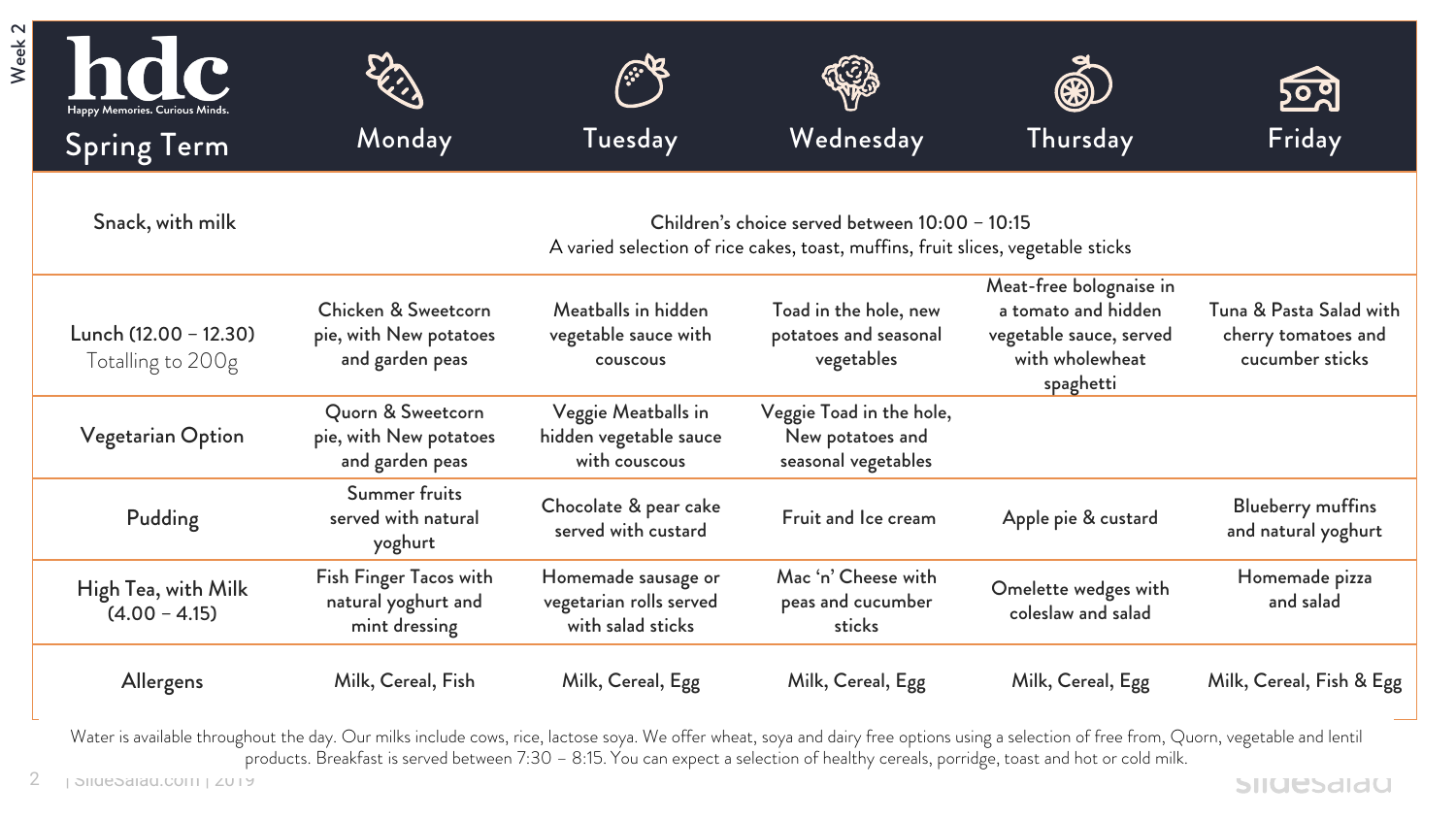Week 2

# hdc

Happy Memories. Curious Minds.

| Spring Term | Monday | Tuesday | Wednesday | Thursday | Friday |
|---|---|---|---|---|---|
| Snack, with milk | Children's choice served between 10:00 – 10:15<br>A varied selection of rice cakes, toast, muffins, fruit slices, vegetable sticks | | | | |
| Lunch (12.00 – 12.30)<br>Totalling to 200g | Chicken & Sweetcorn pie, with New potatoes and garden peas | Meatballs in hidden vegetable sauce with couscous | Toad in the hole, new potatoes and seasonal vegetables | Meat-free bolognaise in a tomato and hidden vegetable sauce, served with wholewheat spaghetti | Tuna & Pasta Salad with cherry tomatoes and cucumber sticks |
| Vegetarian Option | Quorn & Sweetcorn pie, with New potatoes and garden peas | Veggie Meatballs in hidden vegetable sauce with couscous | Veggie Toad in the hole, New potatoes and seasonal vegetables | | |
| Pudding | Summer fruits served with natural yoghurt | Chocolate & pear cake served with custard | Fruit and Ice cream | Apple pie & custard | Blueberry muffins and natural yoghurt |
| High Tea, with Milk (4.00 – 4.15) | Fish Finger Tacos with natural yoghurt and mint dressing | Homemade sausage or vegetarian rolls served with salad sticks | Mac 'n' Cheese with peas and cucumber sticks | Omelette wedges with coleslaw and salad | Homemade pizza and salad |
| Allergens | Milk, Cereal, Fish | Milk, Cereal, Egg | Milk, Cereal, Egg | Milk, Cereal, Egg | Milk, Cereal, Fish & Egg |

Water is available throughout the day. Our milks include cows, rice, lactose soya. We offer wheat, soya and dairy free options using a selection of free from, Quorn, vegetable and lentil products. Breakfast is served between 7:30 – 8:15. You can expect a selection of healthy cereals, porridge, toast and hot or cold milk.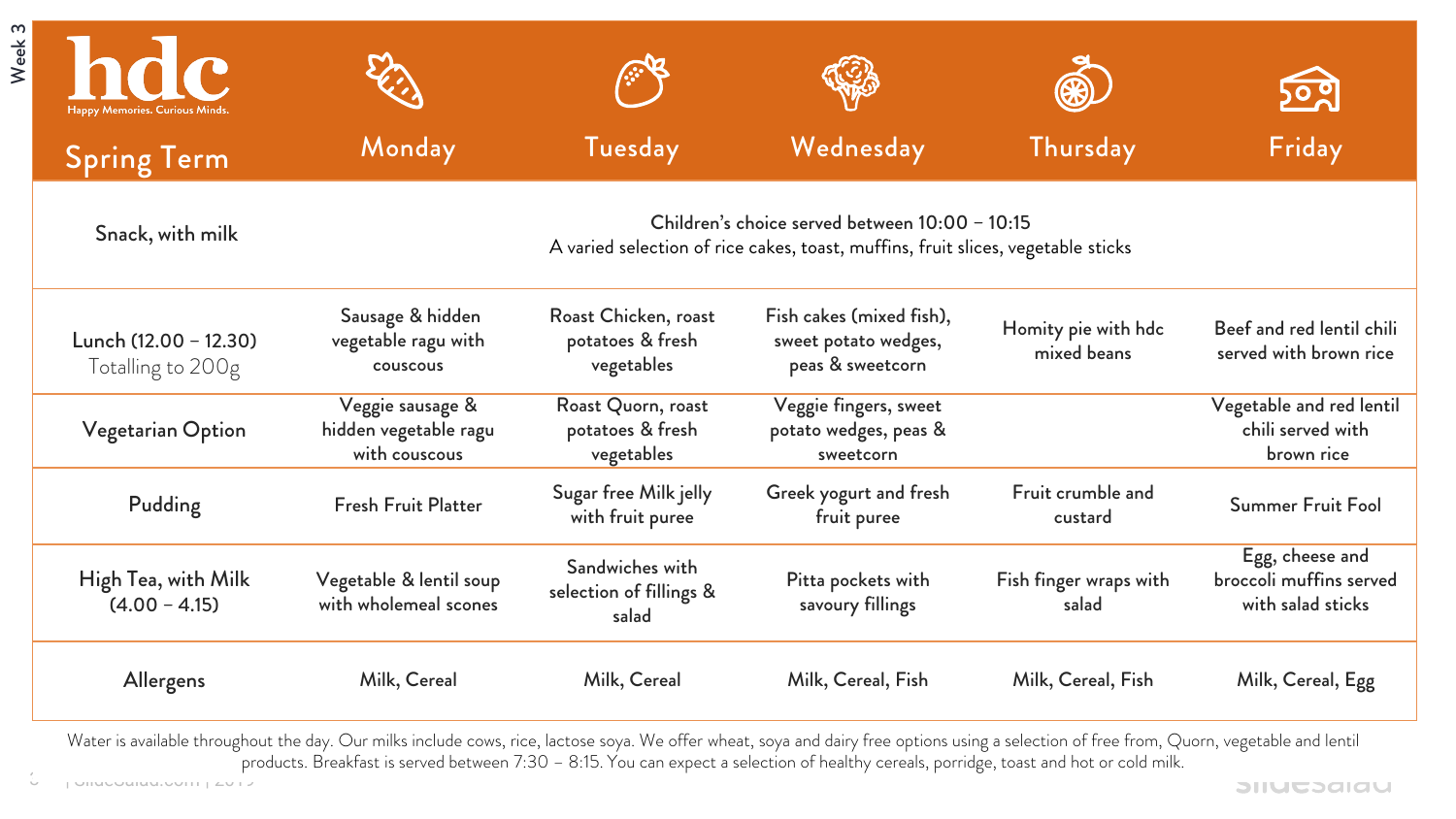Week 3

**hdc**
Happy Memories. Curious Minds.

| Spring Term | Monday | Tuesday | Wednesday | Thursday | Friday |
|---|---|---|---|---|---|
| Snack, with milk | Children's choice served between 10:00 – 10:15 A varied selection of rice cakes, toast, muffins, fruit slices, vegetable sticks | | | | |
| Lunch (12.00 – 12.30) Totalling to 200g | Sausage & hidden vegetable ragu with couscous | Roast Chicken, roast potatoes & fresh vegetables | Fish cakes (mixed fish), sweet potato wedges, peas & sweetcorn | Homity pie with hdc mixed beans | Beef and red lentil chili served with brown rice |
| Vegetarian Option | Veggie sausage & hidden vegetable ragu with couscous | Roast Quorn, roast potatoes & fresh vegetables | Veggie fingers, sweet potato wedges, peas & sweetcorn | | Vegetable and red lentil chili served with brown rice |
| Pudding | Fresh Fruit Platter | Sugar free Milk jelly with fruit puree | Greek yogurt and fresh fruit puree | Fruit crumble and custard | Summer Fruit Fool |
| High Tea, with Milk (4.00 – 4.15) | Vegetable & lentil soup with wholemeal scones | Sandwiches with selection of fillings & salad | Pitta pockets with savoury fillings | Fish finger wraps with salad | Egg, cheese and broccoli muffins served with salad sticks |
| Allergens | Milk, Cereal | Milk, Cereal | Milk, Cereal, Fish | Milk, Cereal, Fish | Milk, Cereal, Egg |

Water is available throughout the day. Our milks include cows, rice, lactose soya. We offer wheat, soya and dairy free options using a selection of free from, Quorn, vegetable and lentil products. Breakfast is served between 7:30 – 8:15. You can expect a selection of healthy cereals, porridge, toast and hot or cold milk.